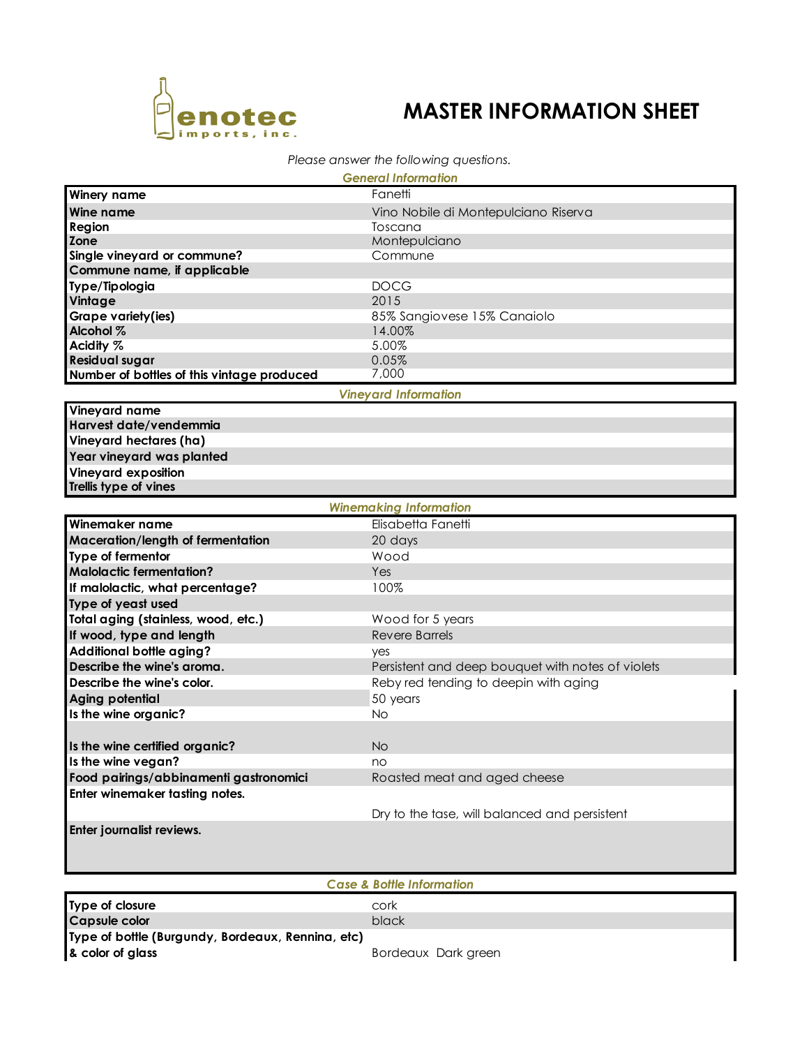enotec imports, inc.

# MASTER INFORMATION SHEET

*Please answer the following questions.*

### *General Information*

| | |
|---|---|
| **Winery name** | Fanetti |
| **Wine name** | Vino Nobile di Montepulciano Riserva |
| **Region** | Toscana |
| **Zone** | Montepulciano |
| **Single vineyard or commune?** | Commune |
| **Commune name, if applicable** | |
| **Type/Tipologia** | DOCG |
| **Vintage** | 2015 |
| **Grape variety(ies)** | 85% Sangiovese 15% Canaiolo |
| **Alcohol %** | 14.00% |
| **Acidity %** | 5.00% |
| **Residual sugar** | 0.05% |
| **Number of bottles of this vintage produced** | 7,000 |

### *Vineyard Information*

| | |
|---|---|
| **Vineyard name** | |
| **Harvest date/vendemmia** | |
| **Vineyard hectares (ha)** | |
| **Year vineyard was planted** | |
| **Vineyard exposition** | |
| **Trellis type of vines** | |

### *Winemaking Information*

| | |
|---|---|
| **Winemaker name** | Elisabetta Fanetti |
| **Maceration/length of fermentation** | 20 days |
| **Type of fermentor** | Wood |
| **Malolactic fermentation?** | Yes |
| **If malolactic, what percentage?** | 100% |
| **Type of yeast used** | |
| **Total aging (stainless, wood, etc.)** | Wood for 5 years |
| **If wood, type and length** | Revere Barrels |
| **Additional bottle aging?** | yes |
| **Describe the wine's aroma.** | Persistent and deep bouquet with notes of violets |
| **Describe the wine's color.** | Reby red tending to deepin with aging |
| **Aging potential** | 50 years |
| **Is the wine organic?** | No |
| **Is the wine certified organic?** | No |
| **Is the wine vegan?** | no |
| **Food pairings/abbinamenti gastronomici** | Roasted meat and aged cheese |
| **Enter winemaker tasting notes.** | Dry to the tase, will balanced and persistent |
| **Enter journalist reviews.** | |

### *Case & Bottle Information*

| | |
|---|---|
| **Type of closure** | cork |
| **Capsule color** | black |
| **Type of bottle (Burgundy, Bordeaux, Rennina, etc) & color of glass** | Bordeaux Dark green |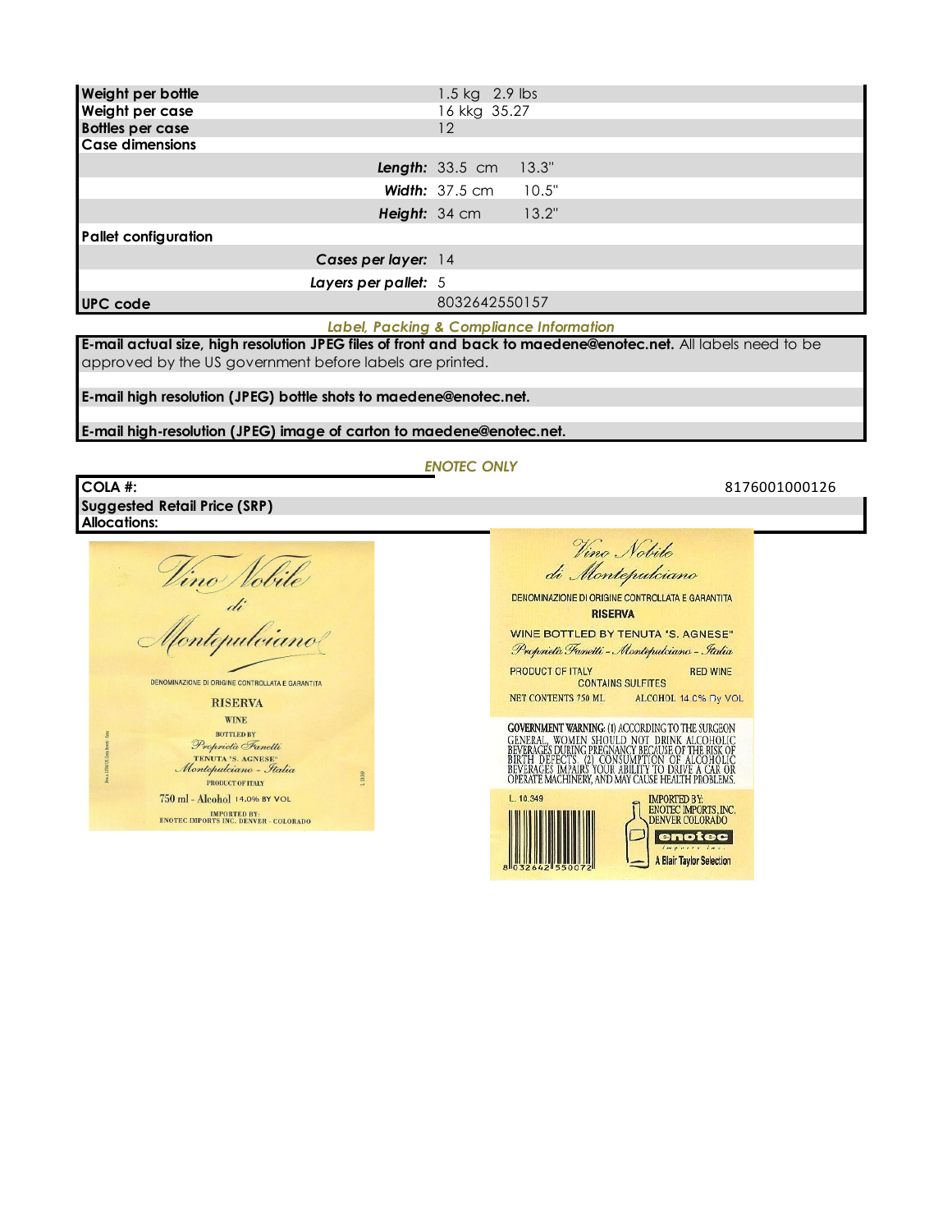| | | |
|---|---|---|
| **Weight per bottle** | 1.5 kg 2.9 lbs | |
| **Weight per case** | 16 kkg 35.27 | |
| **Bottles per case** | 12 | |
| **Case dimensions** | | |
| ***Length:*** | 33.5 cm | 13.3" |
| ***Width:*** | 37.5 cm | 10.5" |
| ***Height:*** | 34 cm | 13.2" |
| **Pallet configuration** | | |
| ***Cases per layer:*** | 14 | |
| ***Layers per pallet:*** | 5 | |
| **UPC code** | 8032642550157 | |

*Label, Packing & Compliance Information*

**E-mail actual size, high resolution JPEG files of front and back to maedene@enotec.net.** All labels need to be approved by the US government before labels are printed.

**E-mail high resolution (JPEG) bottle shots to maedene@enotec.net.**

**E-mail high-resolution (JPEG) image of carton to maedene@enotec.net.**

*ENOTEC ONLY*

| | |
|---|---|
| **COLA #:** | 8176001000126 |
| **Suggested Retail Price (SRP)** | |
| **Allocations:** | |

Vino Nobile di Montepulciano

DENOMINAZIONE DI ORIGINE CONTROLLATA E GARANTITA

RISERVA

WINE

BOTTLED BY

Proprietà Fanetti

TENUTA "S. AGNESE"

Montepulciano - Italia

PRODUCT OF ITALY

750 ml - Alcohol 14.0% BY VOL

IMPORTED BY:
ENOTEC IMPORTS INC. DENVER - COLORADO

Vino Nobile di Montepulciano

DENOMINAZIONE DI ORIGINE CONTROLLATA E GARANTITA

RISERVA

WINE BOTTLED BY TENUTA "S. AGNESE"

Proprietà Fanetti - Montepulciano - Italia

PRODUCT OF ITALY RED WINE

CONTAINS SULFITES

NET CONTENTS 750 ML ALCOHOL 14.0% by VOL

GOVERNMENT WARNING: (1) ACCORDING TO THE SURGEON GENERAL, WOMEN SHOULD NOT DRINK ALCOHOLIC BEVERAGES DURING PREGNANCY BECAUSE OF THE RISK OF BIRTH DEFECTS. (2) CONSUMPTION OF ALCOHOLIC BEVERAGES IMPAIRS YOUR ABILITY TO DRIVE A CAR OR OPERATE MACHINERY, AND MAY CAUSE HEALTH PROBLEMS.

L. 10.349

8 032642 550072

IMPORTED BY:
ENOTEC IMPORTS, INC.
DENVER COLORADO

enotec
imports inc.

A Blair Taylor Selection